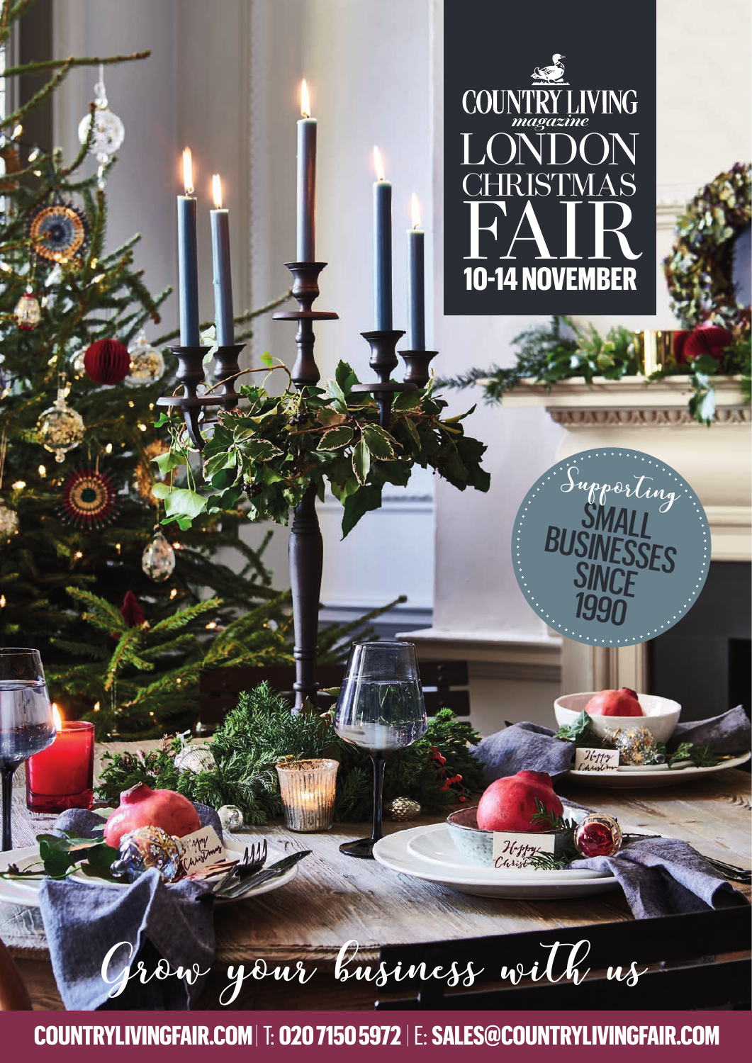# COUNTRY LIVING *magazine*

# LONDON CHRISTMAS FAIR

## 10-14 NOVEMBER

*Supporting* SMALL BUSINESSES SINCE 1990

*Grow your business with us*

**COUNTRYLIVINGFAIR.COM** | T: **020 7150 5972** | E: **SALES@COUNTRYLIVINGFAIR.COM**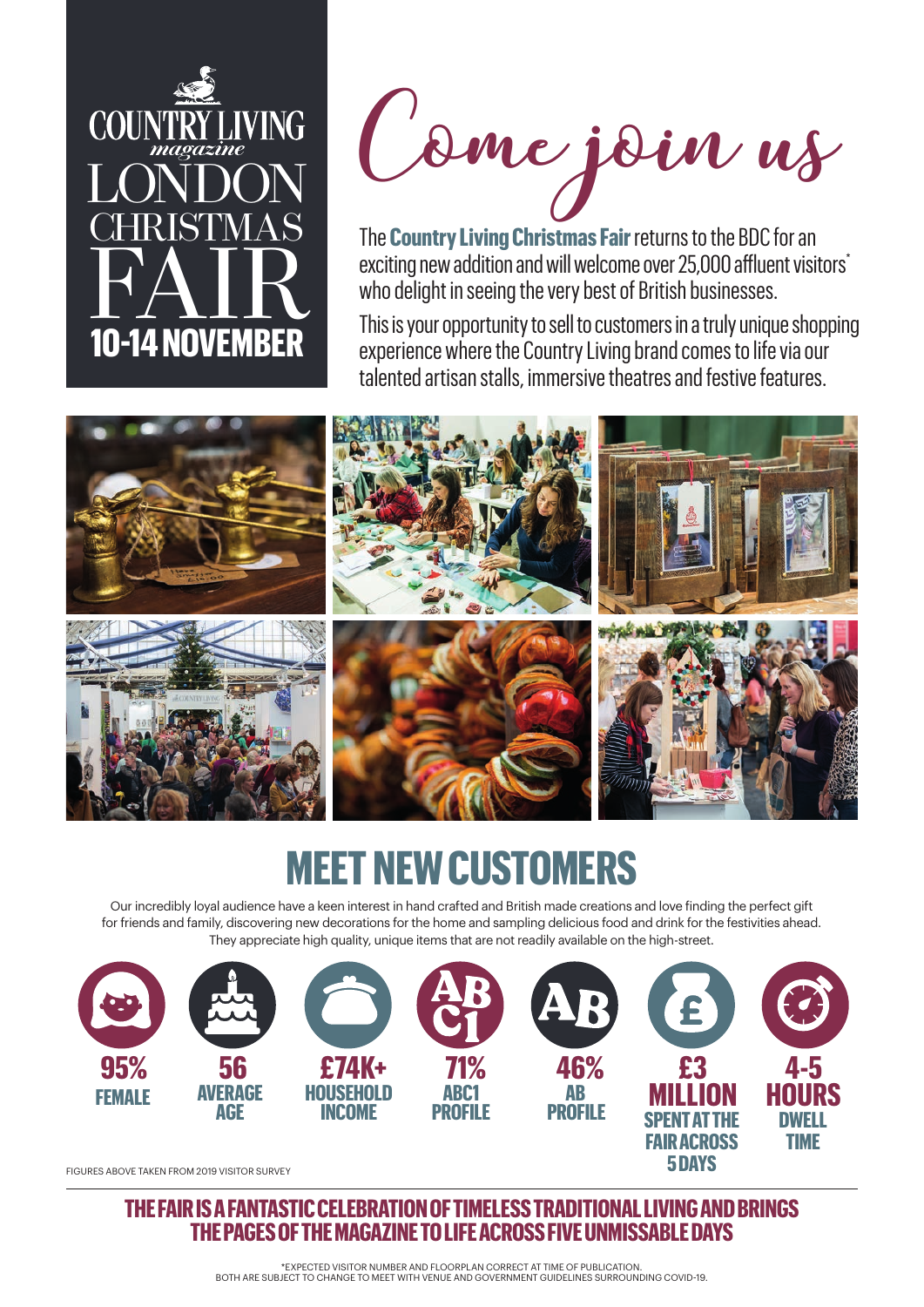# COUNTRY LIVING *magazine* LONDON CHRISTMAS FAIR

**10-14 NOVEMBER**

## Come join us

The **Country Living Christmas Fair** returns to the BDC for an exciting new addition and will welcome over 25,000 affluent visitors* who delight in seeing the very best of British businesses.

This is your opportunity to sell to customers in a truly unique shopping experience where the Country Living brand comes to life via our talented artisan stalls, immersive theatres and festive features.

## MEET NEW CUSTOMERS

Our incredibly loyal audience have a keen interest in hand crafted and British made creations and love finding the perfect gift for friends and family, discovering new decorations for the home and sampling delicious food and drink for the festivities ahead. They appreciate high quality, unique items that are not readily available on the high-street.

- **95%** FEMALE
- **56** AVERAGE AGE
- **£74K+** HOUSEHOLD INCOME
- **71%** ABC1 PROFILE
- **46%** AB PROFILE
- **£3 MILLION** SPENT AT THE FAIR ACROSS 5 DAYS
- **4-5 HOURS** DWELL TIME

FIGURES ABOVE TAKEN FROM 2019 VISITOR SURVEY

**THE FAIR IS A FANTASTIC CELEBRATION OF TIMELESS TRADITIONAL LIVING AND BRINGS THE PAGES OF THE MAGAZINE TO LIFE ACROSS FIVE UNMISSABLE DAYS**

*EXPECTED VISITOR NUMBER AND FLOORPLAN CORRECT AT TIME OF PUBLICATION. BOTH ARE SUBJECT TO CHANGE TO MEET WITH VENUE AND GOVERNMENT GUIDELINES SURROUNDING COVID-19.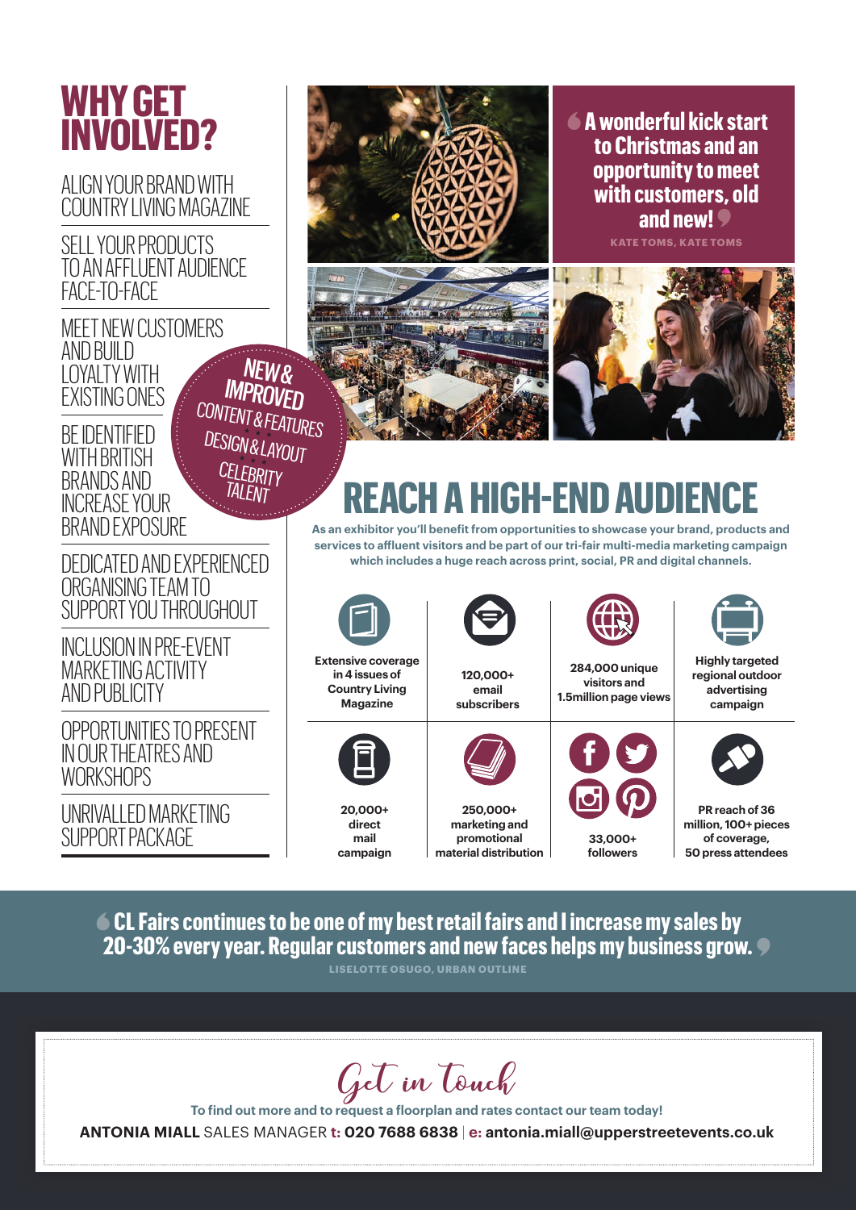# WHY GET INVOLVED?

ALIGN YOUR BRAND WITH COUNTRY LIVING MAGAZINE

SELL YOUR PRODUCTS TO AN AFFLUENT AUDIENCE FACE-TO-FACE

MEET NEW CUSTOMERS AND BUILD LOYALTY WITH EXISTING ONES

BE IDENTIFIED WITH BRITISH BRANDS AND INCREASE YOUR BRAND EXPOSURE

DEDICATED AND EXPERIENCED ORGANISING TEAM TO SUPPORT YOU THROUGHOUT

INCLUSION IN PRE-EVENT MARKETING ACTIVITY AND PUBLICITY

OPPORTUNITIES TO PRESENT IN OUR THEATRES AND WORKSHOPS

UNRIVALLED MARKETING SUPPORT PACKAGE

NEW & IMPROVED
CONTENT & FEATURES
DESIGN & LAYOUT
CELEBRITY TALENT

> A wonderful kick start to Christmas and an opportunity to meet with customers, old and new!
>
> KATE TOMS, KATE TOMS

# REACH A HIGH-END AUDIENCE

As an exhibitor you'll benefit from opportunities to showcase your brand, products and services to affluent visitors and be part of our tri-fair multi-media marketing campaign which includes a huge reach across print, social, PR and digital channels.

- Extensive coverage in 4 issues of Country Living Magazine
- 120,000+ email subscribers
- 284,000 unique visitors and 1.5million page views
- Highly targeted regional outdoor advertising campaign
- 20,000+ direct mail campaign
- 250,000+ marketing and promotional material distribution
- 33,000+ followers
- PR reach of 36 million, 100+ pieces of coverage, 50 press attendees

> CL Fairs continues to be one of my best retail fairs and I increase my sales by 20-30% every year. Regular customers and new faces helps my business grow.
>
> LISELOTTE OSUGO, URBAN OUTLINE

## Get in Touch

To find out more and to request a floorplan and rates contact our team today!

**ANTONIA MIALL** SALES MANAGER **t: 020 7688 6838** | **e: antonia.miall@upperstreetevents.co.uk**